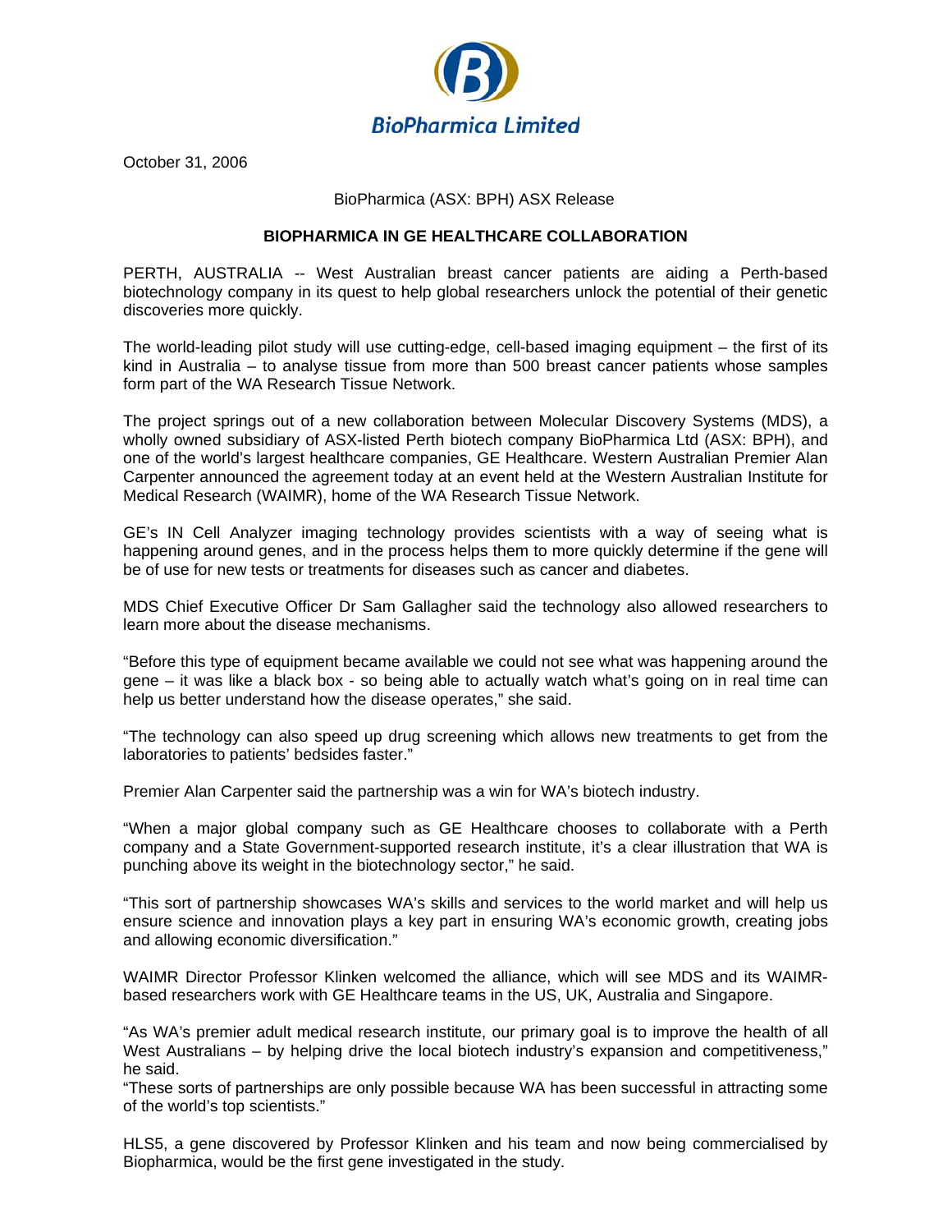BioPharmica Limited

October 31, 2006

BioPharmica (ASX: BPH) ASX Release

**BIOPHARMICA IN GE HEALTHCARE COLLABORATION**

PERTH, AUSTRALIA -- West Australian breast cancer patients are aiding a Perth-based biotechnology company in its quest to help global researchers unlock the potential of their genetic discoveries more quickly.

The world-leading pilot study will use cutting-edge, cell-based imaging equipment – the first of its kind in Australia – to analyse tissue from more than 500 breast cancer patients whose samples form part of the WA Research Tissue Network.

The project springs out of a new collaboration between Molecular Discovery Systems (MDS), a wholly owned subsidiary of ASX-listed Perth biotech company BioPharmica Ltd (ASX: BPH), and one of the world's largest healthcare companies, GE Healthcare. Western Australian Premier Alan Carpenter announced the agreement today at an event held at the Western Australian Institute for Medical Research (WAIMR), home of the WA Research Tissue Network.

GE's IN Cell Analyzer imaging technology provides scientists with a way of seeing what is happening around genes, and in the process helps them to more quickly determine if the gene will be of use for new tests or treatments for diseases such as cancer and diabetes.

MDS Chief Executive Officer Dr Sam Gallagher said the technology also allowed researchers to learn more about the disease mechanisms.

"Before this type of equipment became available we could not see what was happening around the gene – it was like a black box - so being able to actually watch what's going on in real time can help us better understand how the disease operates," she said.

"The technology can also speed up drug screening which allows new treatments to get from the laboratories to patients' bedsides faster."

Premier Alan Carpenter said the partnership was a win for WA's biotech industry.

"When a major global company such as GE Healthcare chooses to collaborate with a Perth company and a State Government-supported research institute, it's a clear illustration that WA is punching above its weight in the biotechnology sector," he said.

"This sort of partnership showcases WA's skills and services to the world market and will help us ensure science and innovation plays a key part in ensuring WA's economic growth, creating jobs and allowing economic diversification."

WAIMR Director Professor Klinken welcomed the alliance, which will see MDS and its WAIMR-based researchers work with GE Healthcare teams in the US, UK, Australia and Singapore.

"As WA's premier adult medical research institute, our primary goal is to improve the health of all West Australians – by helping drive the local biotech industry's expansion and competitiveness," he said.

"These sorts of partnerships are only possible because WA has been successful in attracting some of the world's top scientists."

HLS5, a gene discovered by Professor Klinken and his team and now being commercialised by Biopharmica, would be the first gene investigated in the study.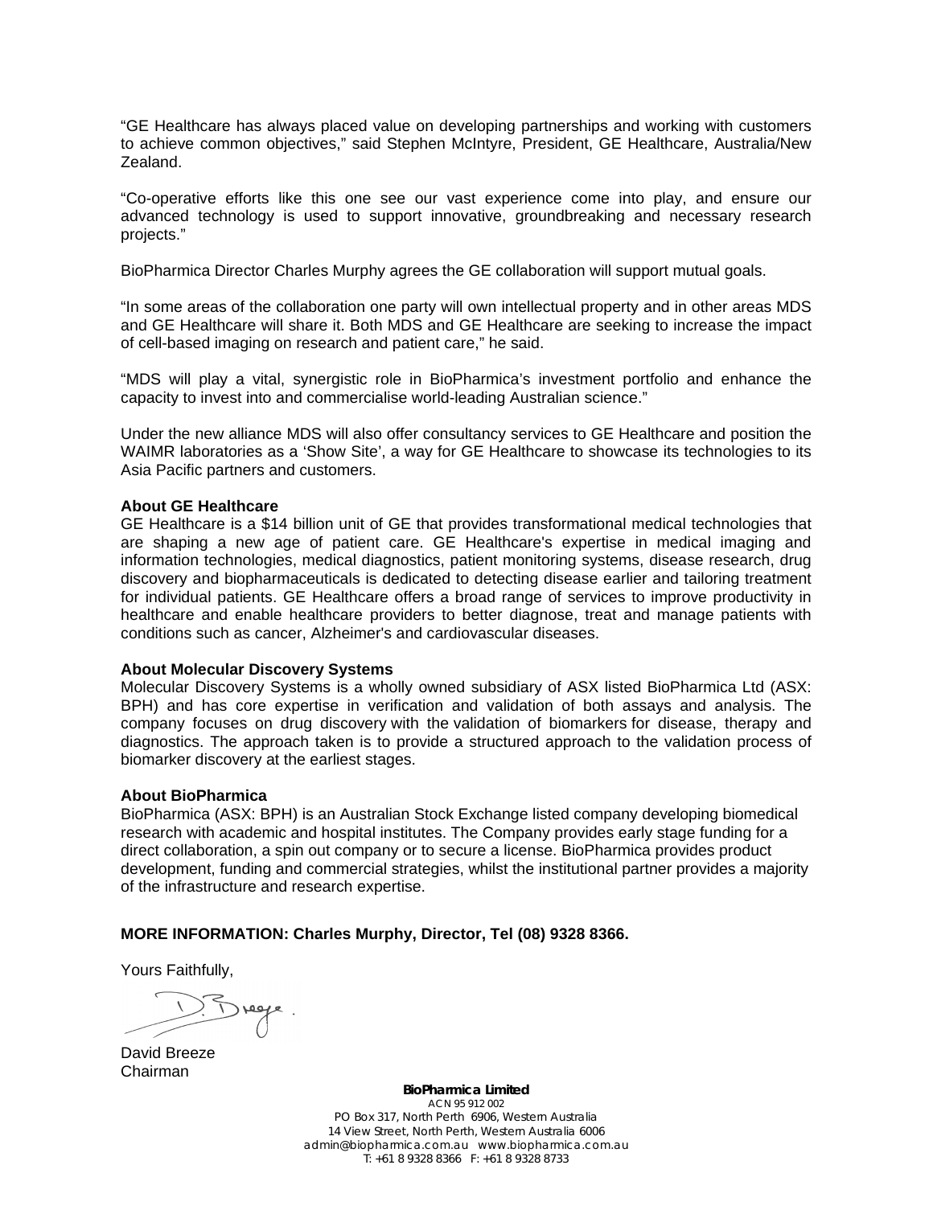"GE Healthcare has always placed value on developing partnerships and working with customers to achieve common objectives," said Stephen McIntyre, President, GE Healthcare, Australia/New Zealand.

"Co-operative efforts like this one see our vast experience come into play, and ensure our advanced technology is used to support innovative, groundbreaking and necessary research projects."

BioPharmica Director Charles Murphy agrees the GE collaboration will support mutual goals.

"In some areas of the collaboration one party will own intellectual property and in other areas MDS and GE Healthcare will share it. Both MDS and GE Healthcare are seeking to increase the impact of cell-based imaging on research and patient care," he said.

"MDS will play a vital, synergistic role in BioPharmica's investment portfolio and enhance the capacity to invest into and commercialise world-leading Australian science."

Under the new alliance MDS will also offer consultancy services to GE Healthcare and position the WAIMR laboratories as a 'Show Site', a way for GE Healthcare to showcase its technologies to its Asia Pacific partners and customers.

**About GE Healthcare**
GE Healthcare is a $14 billion unit of GE that provides transformational medical technologies that are shaping a new age of patient care. GE Healthcare's expertise in medical imaging and information technologies, medical diagnostics, patient monitoring systems, disease research, drug discovery and biopharmaceuticals is dedicated to detecting disease earlier and tailoring treatment for individual patients. GE Healthcare offers a broad range of services to improve productivity in healthcare and enable healthcare providers to better diagnose, treat and manage patients with conditions such as cancer, Alzheimer's and cardiovascular diseases.

**About Molecular Discovery Systems**
Molecular Discovery Systems is a wholly owned subsidiary of ASX listed BioPharmica Ltd (ASX: BPH) and has core expertise in verification and validation of both assays and analysis. The company focuses on drug discovery with the validation of biomarkers for disease, therapy and diagnostics. The approach taken is to provide a structured approach to the validation process of biomarker discovery at the earliest stages.

**About BioPharmica**
BioPharmica (ASX: BPH) is an Australian Stock Exchange listed company developing biomedical research with academic and hospital institutes. The Company provides early stage funding for a direct collaboration, a spin out company or to secure a license. BioPharmica provides product development, funding and commercial strategies, whilst the institutional partner provides a majority of the infrastructure and research expertise.

**MORE INFORMATION: Charles Murphy, Director, Tel (08) 9328 8366.**

Yours Faithfully,

David Breeze
Chairman

**BioPharmica Limited**
ACN 95 912 002
PO Box 317, North Perth 6906, Western Australia
14 View Street, North Perth, Western Australia 6006
admin@biopharmica.com.au www.biopharmica.com.au
T: +61 8 9328 8366 F: +61 8 9328 8733